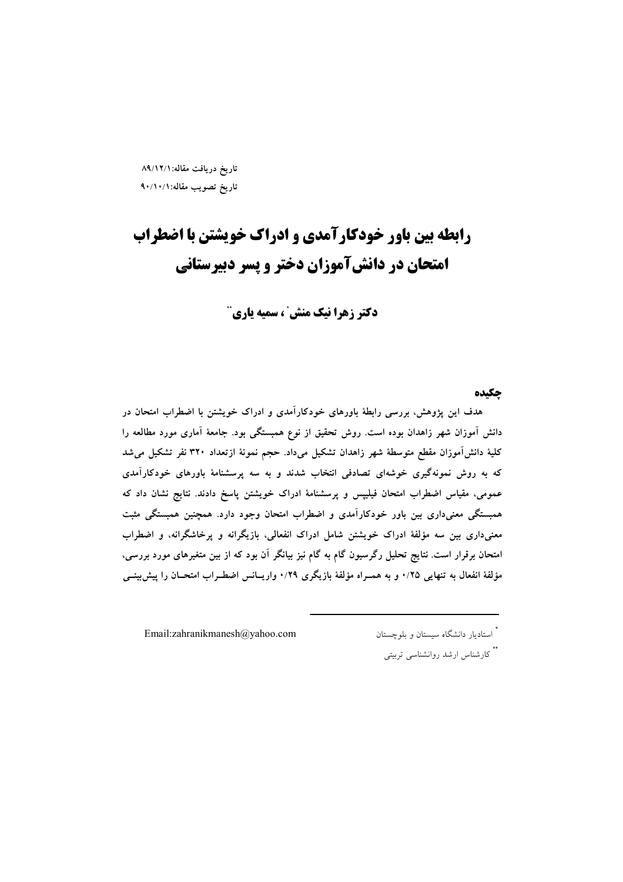تاریخ دریافت مقاله: ۸۹/۱۲/۱

تاریخ تصویب مقاله: ۹۰/۱۰/۱

# رابطه بین باور خودکارآمدی و ادراک خویشتن با اضطراب امتحان در دانش‌آموزان دختر و پسر دبیرستانی

**دکتر زهرا نیک منش[*] ، سمیه یاری[**]**

## چکیده

هدف این پژوهش، بررسی رابطهٔ باورهای خودکارآمدی و ادراک خویشتن با اضطراب امتحان در دانش آموزان شهر زاهدان بوده است. روش تحقیق از نوع همبستگی بود. جامعهٔ آماری مورد مطالعه را کلیهٔ دانش‌آموزان مقطع متوسطهٔ شهر زاهدان تشکیل می‌داد. حجم نمونهٔ ازتعداد ۳۲۰ نفر تشکیل می‌شد که به روش نمونه‌گیری خوشه‌ای تصادفی انتخاب شدند و به سه پرسشنامهٔ باورهای خودکارآمدی عمومی، مقیاس اضطراب امتحان فیلیپس و پرسشنامهٔ ادراک خویشتن پاسخ دادند. نتایج نشان داد که همبستگی معنی‌داری بین باور خودکارآمدی و اضطراب امتحان وجود دارد. همچنین همبستگی مثبت معنی‌داری بین سه مؤلفهٔ ادراک خویشتن شامل ادراک انفعالی، بازیگرانه و پرخاشگرانه، و اضطراب امتحان برقرار است. نتایج تحلیل رگرسیون گام به گام نیز بیانگر آن بود که از بین متغیرهای مورد بررسی، مؤلفهٔ انفعال به تنهایی ۰/۲۵ و به همـراه مؤلفهٔ بازیگری ۰/۲۹ واریـانس اضطـراب امتحـان را پیش‌بینـی

[*] استادیار دانشگاه سیستان و بلوچستان Email:zahranikmanesh@yahoo.com

[**] کارشناس ارشد روانشناسی تربیتی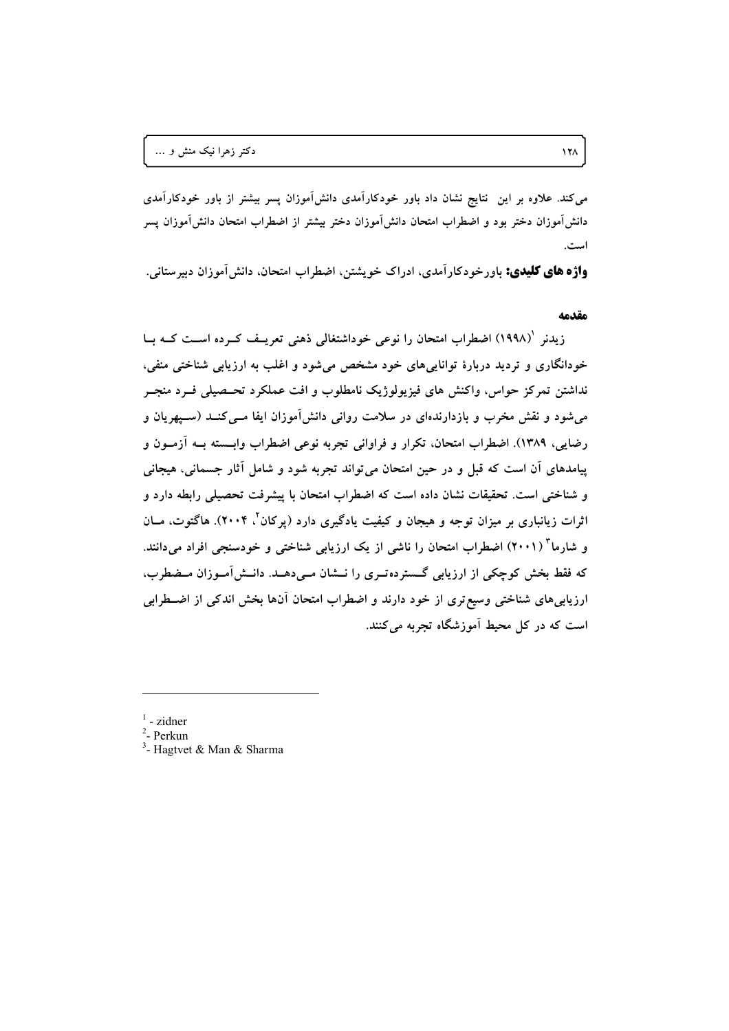می‌کند. علاوه بر این  نتایج نشان داد باور خودکارآمدی دانش‌آموزان پسر بیشتر از باور خودکارآمدی دانش‌آموزان دختر بود و اضطراب امتحان دانش‌آموزان دختر بیشتر از اضطراب امتحان دانش‌آموزان پسر است.

**واژه های کلیدی:** باورخودکارآمدی، ادراک خویشتن، اضطراب امتحان، دانش‌آموزان دبیرستانی.

## مقدمه

زیدنر [1](۱۹۹۸) اضطراب امتحان را نوعی خوداشتغالی ذهنی تعریف کرده است که با خودانگاری و تردید دربارهٔ توانایی‌های خود مشخص می‌شود و اغلب به ارزیابی شناختی منفی، نداشتن تمرکز حواس، واکنش های فیزیولوژیک نامطلوب و افت عملکرد تحصیلی فرد منجر می‌شود و نقش مخرب و بازدارنده‌ای در سلامت روانی دانش‌آموزان ایفا می‌کند (سپهریان و رضایی، ۱۳۸۹). اضطراب امتحان، تکرار و فراوانی تجربه نوعی اضطراب وابسته به آزمون و پیامدهای آن است که قبل و در حین امتحان می‌تواند تجربه شود و شامل آثار جسمانی، هیجانی و شناختی است. تحقیقات نشان داده است که اضطراب امتحان با پیشرفت تحصیلی رابطه دارد و اثرات زیانباری بر میزان توجه و هیجان و کیفیت یادگیری دارد (پرکان[2]، ۲۰۰۴). هاگتوت، مان و شارما[3] (۲۰۰۱) اضطراب امتحان را ناشی از یک ارزیابی شناختی و خودسنجی افراد می‌دانند. که فقط بخش کوچکی از ارزیابی گسترده‌تری را نشان می‌دهد. دانش‌آموزان مضطرب، ارزیابی‌های شناختی وسیع‌تری از خود دارند و اضطراب امتحان آن‌ها بخش اندکی از اضطرابی است که در کل محیط آموزشگاه تجربه می‌کنند.

---

[1] - zidner

[2] - Perkun

[3] - Hagtvet & Man & Sharma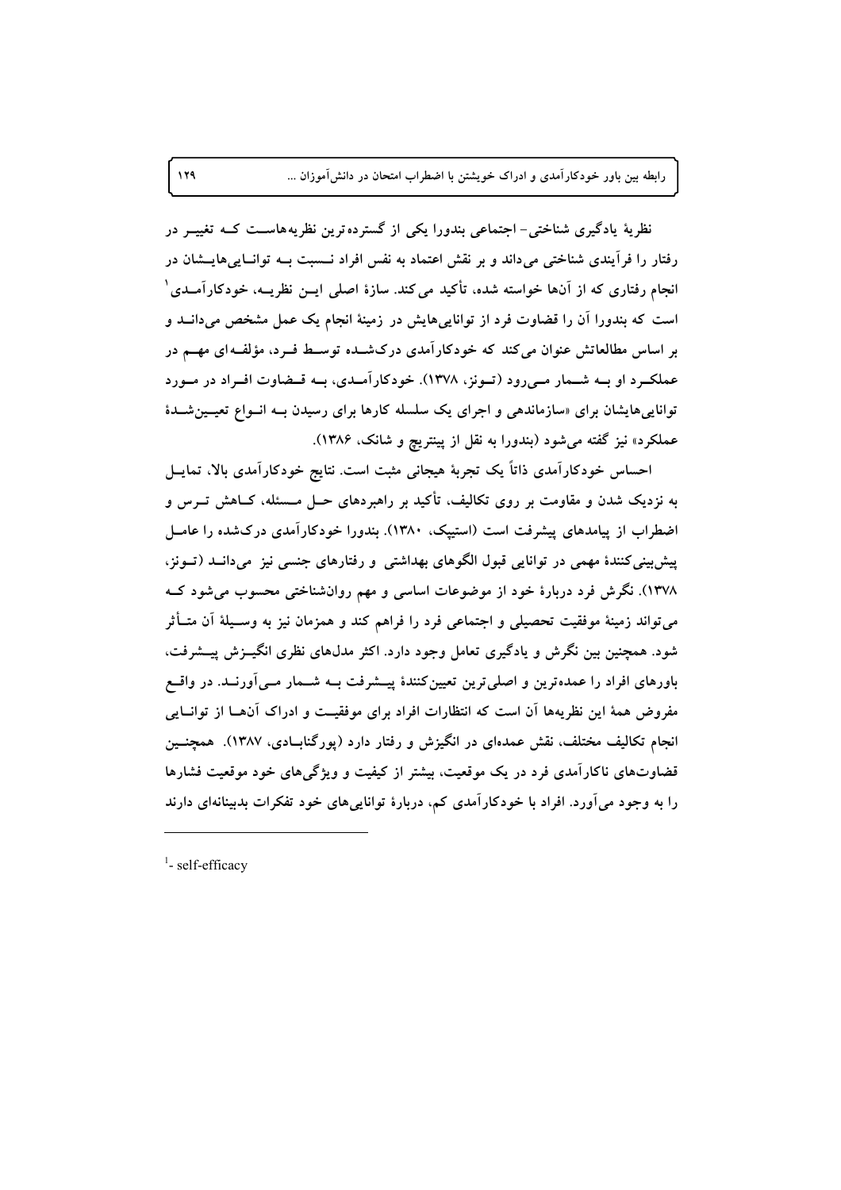نظریهٔ یادگیری شناختی- اجتماعی بندورا یکی از گسترده‌ترین نظریه‌هاست که تغییر در رفتار را فرآیندی شناختی می‌داند و بر نقش اعتماد به نفس افراد نسبت به توانایی‌هایشان در انجام رفتاری که از آن‌ها خواسته شده، تأکید می‌کند. سازهٔ اصلی این نظریه، خودکارآمدی[1] است که بندورا آن را قضاوت فرد از توانایی‌هایش در زمینهٔ انجام یک عمل مشخص می‌داند و بر اساس مطالعاتش عنوان می‌کند که خودکارآمدی درک‌شده توسط فرد، مؤلفه‌ای مهم در عملکرد او به شمار می‌رود (تونز، ۱۳۷۸). خودکارآمدی، به قضاوت افراد در مورد توانایی‌هایشان برای «سازماندهی و اجرای یک سلسله کارها برای رسیدن به انواع تعیین‌شدهٔ عملکرد» نیز گفته می‌شود (بندورا به نقل از پینتریچ و شانک، ۱۳۸۶).

احساس خودکارآمدی ذاتاً یک تجربهٔ هیجانی مثبت است. نتایج خودکارآمدی بالا، تمایل به نزدیک شدن و مقاومت بر روی تکالیف، تأکید بر راهبردهای حل مسئله، کاهش ترس و اضطراب از پیامدهای پیشرفت است (استیپک، ۱۳۸۰). بندورا خودکارآمدی درک‌شده را عامل پیش‌بینی‌کنندهٔ مهمی در توانایی قبول الگوهای بهداشتی و رفتارهای جنسی نیز می‌داند (تونز، ۱۳۷۸). نگرش فرد دربارهٔ خود از موضوعات اساسی و مهم روان‌شناختی محسوب می‌شود که می‌تواند زمینهٔ موفقیت تحصیلی و اجتماعی فرد را فراهم کند و همزمان نیز به وسیلهٔ آن متأثر شود. همچنین بین نگرش و یادگیری تعامل وجود دارد. اکثر مدل‌های نظری انگیزش پیشرفت، باورهای افراد را عمده‌ترین و اصلی‌ترین تعیین‌کنندهٔ پیشرفت به شمار می‌آورند. در واقع مفروض همهٔ این نظریه‌ها آن است که انتظارات افراد برای موفقیت و ادراک آن‌ها از توانایی انجام تکالیف مختلف، نقش عمده‌ای در انگیزش و رفتار دارد (پورگنابادی، ۱۳۸۷). همچنین قضاوت‌های ناکارآمدی فرد در یک موقعیت، بیشتر از کیفیت و ویژگی‌های خود موقعیت فشارها را به وجود می‌آورد. افراد با خودکارآمدی کم، دربارهٔ توانایی‌های خود تفکرات بدبینانه‌ای دارند

---

[1]- self-efficacy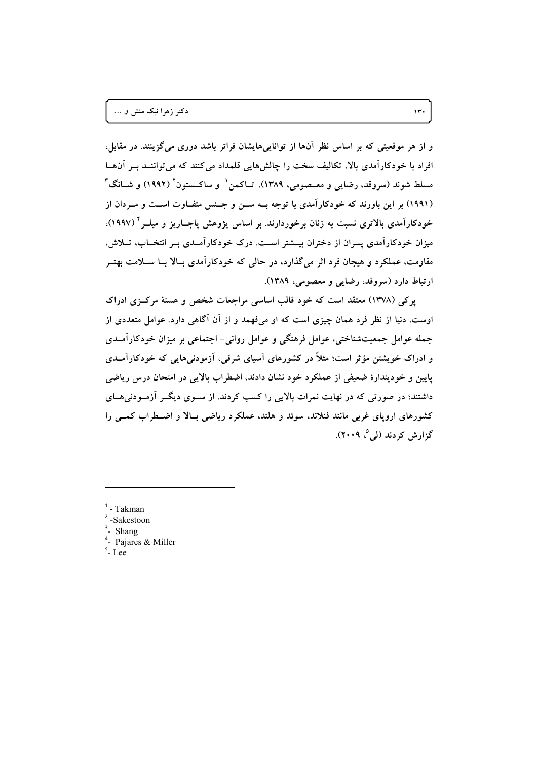و از هر موقعیتی که بر اساس نظر آن‌ها از توانایی‌هایشان فراتر باشد دوری می‌گزینند. در مقابل، افراد با خودکارآمدی بالا، تکالیف سخت را چالش‌هایی قلمداد می‌کنند که می‌توانند بر آن‌ها مسلط شوند (سروقد، رضایی و معصومی، ۱۳۸۹). تاکمن[1] و ساکستون[2] (۱۹۹۲) و شانگ[3] (۱۹۹۱) بر این باورند که خودکارآمدی با توجه به سن و جنس متفاوت است و مردان از خودکارآمدی بالاتری نسبت به زنان برخوردارند. بر اساس پژوهش پاجاریز و میلر[4] (۱۹۹۷)، میزان خودکارآمدی پسران از دختران بیشتر است. درک خودکارآمدی بر انتخاب، تلاش، مقاومت، عملکرد و هیجان فرد اثر می‌گذارد، در حالی که خودکارآمدی بالا با سلامت بهتر ارتباط دارد (سروقد، رضایی و معصومی، ۱۳۸۹).

پرکی (۱۳۷۸) معتقد است که خود قالب اساسی مراجعات شخص و هستهٔ مرکزی ادراک اوست. دنیا از نظر فرد همان چیزی است که او می‌فهمد و از آن آگاهی دارد. عوامل متعددی از جمله عوامل جمعیت‌شناختی، عوامل فرهنگی و عوامل روانی- اجتماعی بر میزان خودکارآمدی و ادراک خویشتن مؤثر است؛ مثلاً در کشورهای آسیای شرقی، آزمودنی‌هایی که خودکارآمدی پایین و خودپندارهٔ ضعیفی از عملکرد خود نشان دادند، اضطراب بالایی در امتحان درس ریاضی داشتند؛ در صورتی که در نهایت نمرات بالایی را کسب کردند. از سوی دیگر آزمودنی‌های کشورهای اروپای غربی مانند فنلاند، سوئد و هلند، عملکرد ریاضی بالا و اضطراب کمی را گزارش کردند (لی[5]، ۲۰۰۹).

---

[1] - Takman
[2] -Sakestoon
[3] - Shang
[4] - Pajares & Miller
[5] - Lee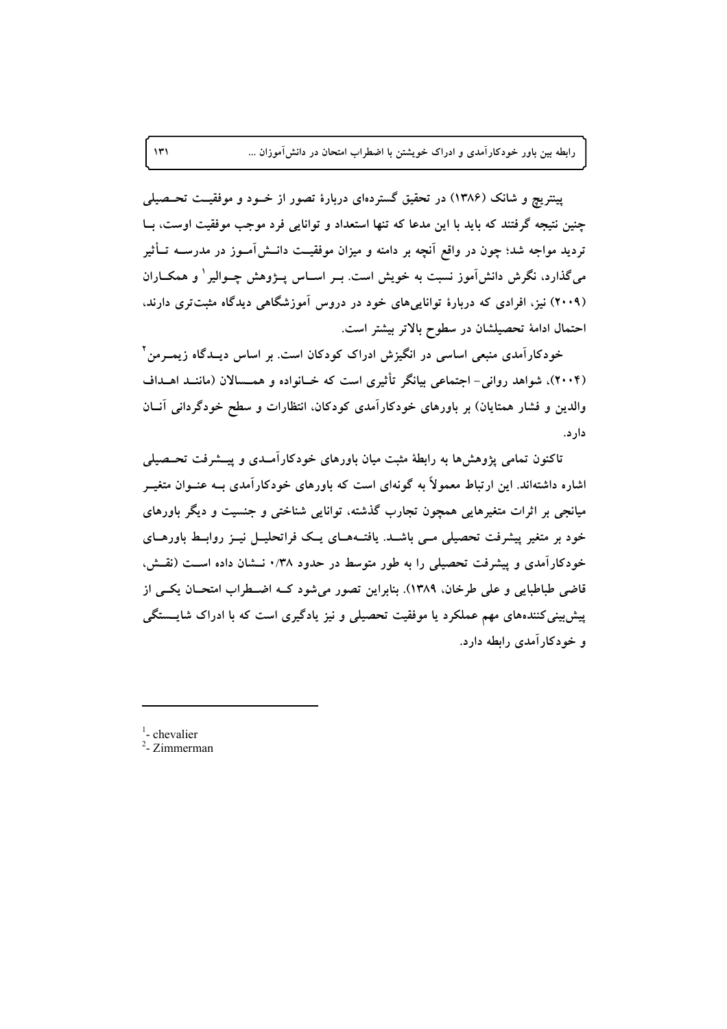پینتریچ و شانک (۱۳۸۶) در تحقیق گسترده‌ای دربارهٔ تصور از خود و موفقیت تحصیلی چنین نتیجه گرفتند که باید با این مدعا که تنها استعداد و توانایی فرد موجب موفقیت اوست، با تردید مواجه شد؛ چون در واقع آنچه بر دامنه و میزان موفقیت دانش‌آموز در مدرسه تأثیر می‌گذارد، نگرش دانش‌آموز نسبت به خویش است. بر اساس پژوهش چوالیر[1] و همکاران (۲۰۰۹) نیز، افرادی که دربارهٔ توانایی‌های خود در دروس آموزشگاهی دیدگاه مثبت‌تری دارند، احتمال ادامهٔ تحصیلشان در سطوح بالاتر بیشتر است.

خودکارآمدی منبعی اساسی در انگیزش ادراک کودکان است. بر اساس دیدگاه زیمرمن[2] (۲۰۰۴)، شواهد روانی- اجتماعی بیانگر تأثیری است که خانواده و همسالان (مانند اهداف والدین و فشار همتایان) بر باورهای خودکارآمدی کودکان، انتظارات و سطح خودگردانی آنان دارد.

تاکنون تمامی پژوهش‌ها به رابطهٔ مثبت میان باورهای خودکارآمدی و پیشرفت تحصیلی اشاره داشته‌اند. این ارتباط معمولاً به گونه‌ای است که باورهای خودکارآمدی به عنوان متغیر میانجی بر اثرات متغیرهایی همچون تجارب گذشته، توانایی شناختی و جنسیت و دیگر باورهای خود بر متغیر پیشرفت تحصیلی می باشد. یافته‌های یک فراتحلیل نیز روابط باورهای خودکارآمدی و پیشرفت تحصیلی را به طور متوسط در حدود ۰/۳۸ نشان داده است (نقش، قاضی طباطبایی و علی طرخان، ۱۳۸۹). بنابراین تصور می‌شود که اضطراب امتحان یکی از پیش‌بینی‌کننده‌های مهم عملکرد یا موفقیت تحصیلی و نیز یادگیری است که با ادراک شایستگی و خودکارآمدی رابطه دارد.

---

[1] - chevalier

[2] - Zimmerman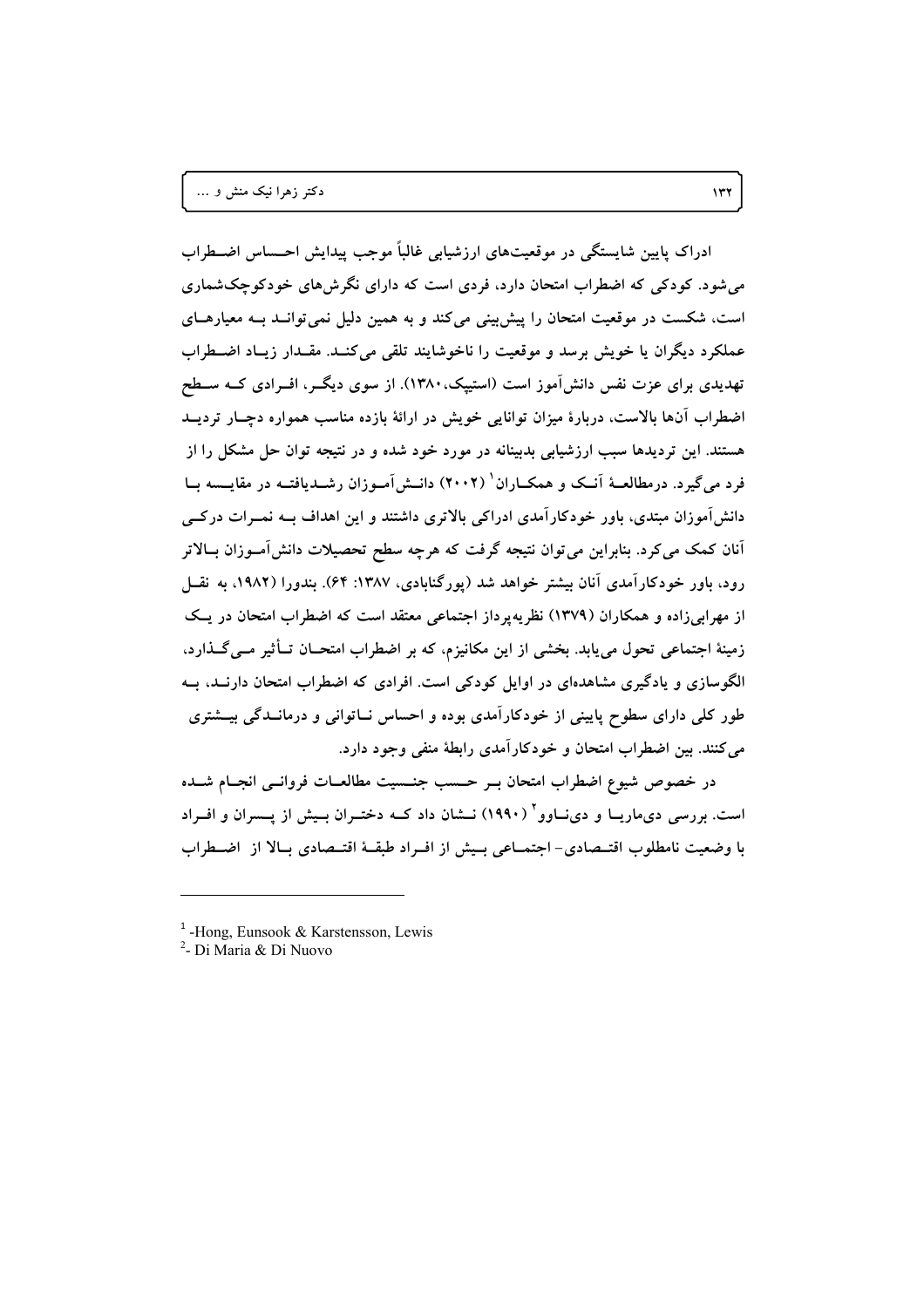ادراک پایین شایستگی در موقعیت‌های ارزشیابی غالباً موجب پیدایش احساس اضطراب می‌شود. کودکی که اضطراب امتحان دارد، فردی است که دارای نگرش‌های خودکوچک‌شماری است، شکست در موقعیت امتحان را پیش‌بینی می‌کند و به همین دلیل نمی‌تواند به معیارهای عملکرد دیگران یا خویش برسد و موقعیت را ناخوشایند تلقی می‌کند. مقدار زیاد اضطراب تهدیدی برای عزت نفس دانش‌آموز است (استیپک،۱۳۸۰). از سوی دیگر، افرادی که سطح اضطراب آن‌ها بالاست، دربارهٔ میزان توانایی خویش در ارائهٔ بازده مناسب همواره دچار تردید هستند. این تردیدها سبب ارزشیابی بدبینانه در مورد خود شده و در نتیجه توان حل مشکل را از فرد می‌گیرد. درمطالعهٔ آنک و همکاران[1] (۲۰۰۲) دانش‌آموزان رشدیافته در مقایسه با دانش‌آموزان مبتدی، باور خودکارآمدی ادراکی بالاتری داشتند و این اهداف به نمرات درکی آنان کمک می‌کرد. بنابراین می‌توان نتیجه گرفت که هرچه سطح تحصیلات دانش‌آموزان بالاتر رود، باور خودکارآمدی آنان بیشتر خواهد شد (پورگنابادی، ۱۳۸۷: ۶۴). بندورا (۱۹۸۲، به نقل از مهرابی‌زاده و همکاران (۱۳۷۹) نظریه‌پرداز اجتماعی معتقد است که اضطراب امتحان در یک زمینهٔ اجتماعی تحول می‌یابد. بخشی از این مکانیزم، که بر اضطراب امتحان تأثیر می‌گذارد، الگوسازی و یادگیری مشاهده‌ای در اوایل کودکی است. افرادی که اضطراب امتحان دارند، به طور کلی دارای سطوح پایینی از خودکارآمدی بوده و احساس ناتوانی و درماندگی بیشتری می‌کنند. بین اضطراب امتحان و خودکارآمدی رابطهٔ منفی وجود دارد.

در خصوص شیوع اضطراب امتحان بر حسب جنسیت مطالعات فروانی انجام شده است. بررسی دی‌ماریا و دی‌ناوو[2] (۱۹۹۰) نشان داد که دختران بیش از پسران و افراد با وضعیت نامطلوب اقتصادی- اجتماعی بیش از افراد طبقهٔ اقتصادی بالا از اضطراب

---

[1] -Hong, Eunsook & Karstensson, Lewis

[2] - Di Maria & Di Nuovo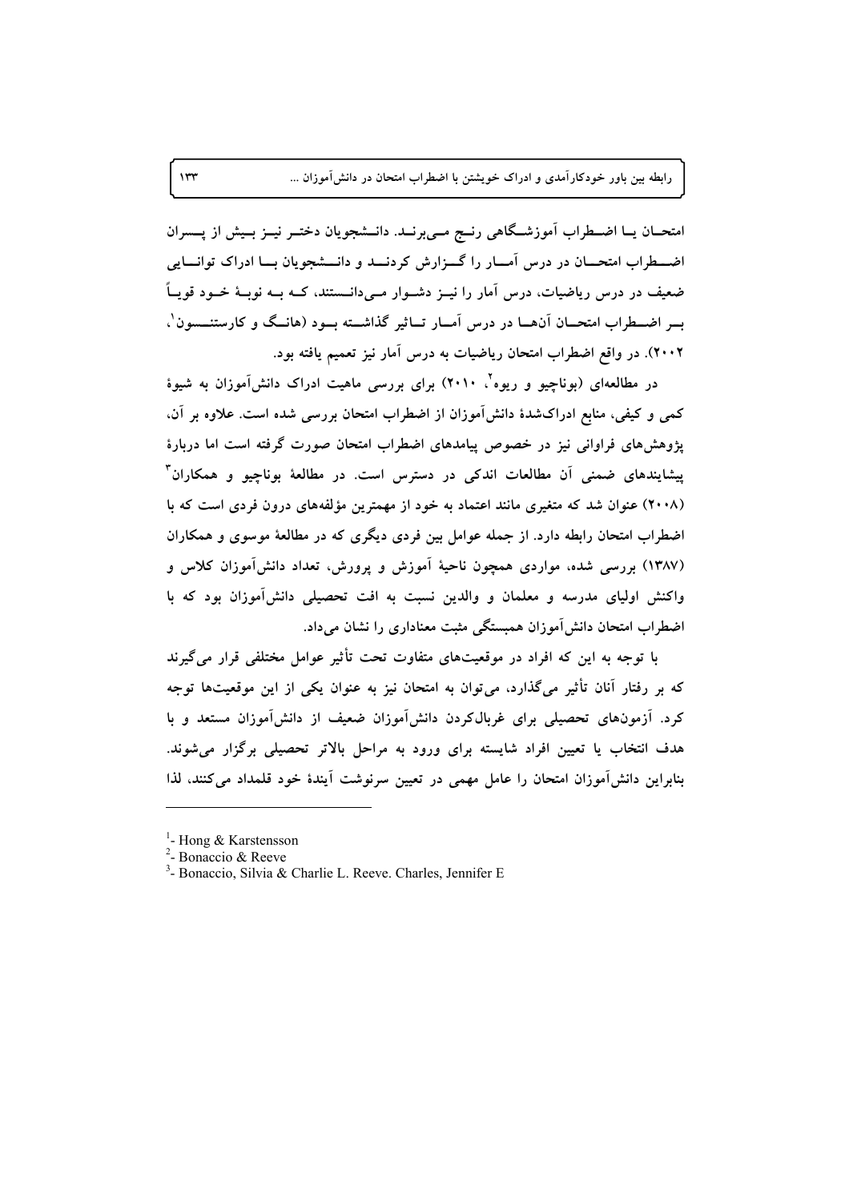امتحان یا اضطراب آموزشگاهی رنج می‌برند. دانشجویان دختر نیز بیش از پسران اضطراب امتحان در درس آمار را گزارش کردند و دانشجویان با ادراک توانایی ضعیف در درس ریاضیات، درس آمار را نیز دشوار می‌دانستند، که به نوبهٔ خود قویاً بر اضطراب امتحان آن‌ها در درس آمار تاثیر گذاشته بود (هانگ و کارستنسون[1]، ۲۰۰۲). در واقع اضطراب امتحان ریاضیات به درس آمار نیز تعمیم یافته بود.

در مطالعه‌ای (بوناچیو و ریوه[2]، ۲۰۱۰) برای بررسی ماهیت ادراک دانش‌آموزان به شیوهٔ کمی و کیفی، منابع ادراک‌شدهٔ دانش‌آموزان از اضطراب امتحان بررسی شده است. علاوه بر آن، پژوهش‌های فراوانی نیز در خصوص پیامدهای اضطراب امتحان صورت گرفته است اما دربارهٔ پیشایندهای ضمنی آن مطالعات اندکی در دسترس است. در مطالعهٔ بوناچیو و همکاران[3] (۲۰۰۸) عنوان شد که متغیری مانند اعتماد به خود از مهمترین مؤلفه‌های درون فردی است که با اضطراب امتحان رابطه دارد. از جمله عوامل بین فردی دیگری که در مطالعهٔ موسوی و همکاران (۱۳۸۷) بررسی شده، مواردی همچون ناحیهٔ آموزش و پرورش، تعداد دانش‌آموزان کلاس و واکنش اولیای مدرسه و معلمان و والدین نسبت به افت تحصیلی دانش‌آموزان بود که با اضطراب امتحان دانش‌آموزان همبستگی مثبت معناداری را نشان می‌داد.

با توجه به این که افراد در موقعیت‌های متفاوت تحت تأثیر عوامل مختلفی قرار می‌گیرند که بر رفتار آنان تأثیر می‌گذارد، می‌توان به امتحان نیز به عنوان یکی از این موقعیت‌ها توجه کرد. آزمون‌های تحصیلی برای غربال‌کردن دانش‌آموزان ضعیف از دانش‌آموزان مستعد و با هدف انتخاب یا تعیین افراد شایسته برای ورود به مراحل بالاتر تحصیلی برگزار می‌شوند. بنابراین دانش‌آموزان امتحان را عامل مهمی در تعیین سرنوشت آیندهٔ خود قلمداد می‌کنند، لذا

---

[1]- Hong & Karstensson

[2]- Bonaccio & Reeve

[3]- Bonaccio, Silvia & Charlie L. Reeve. Charles, Jennifer E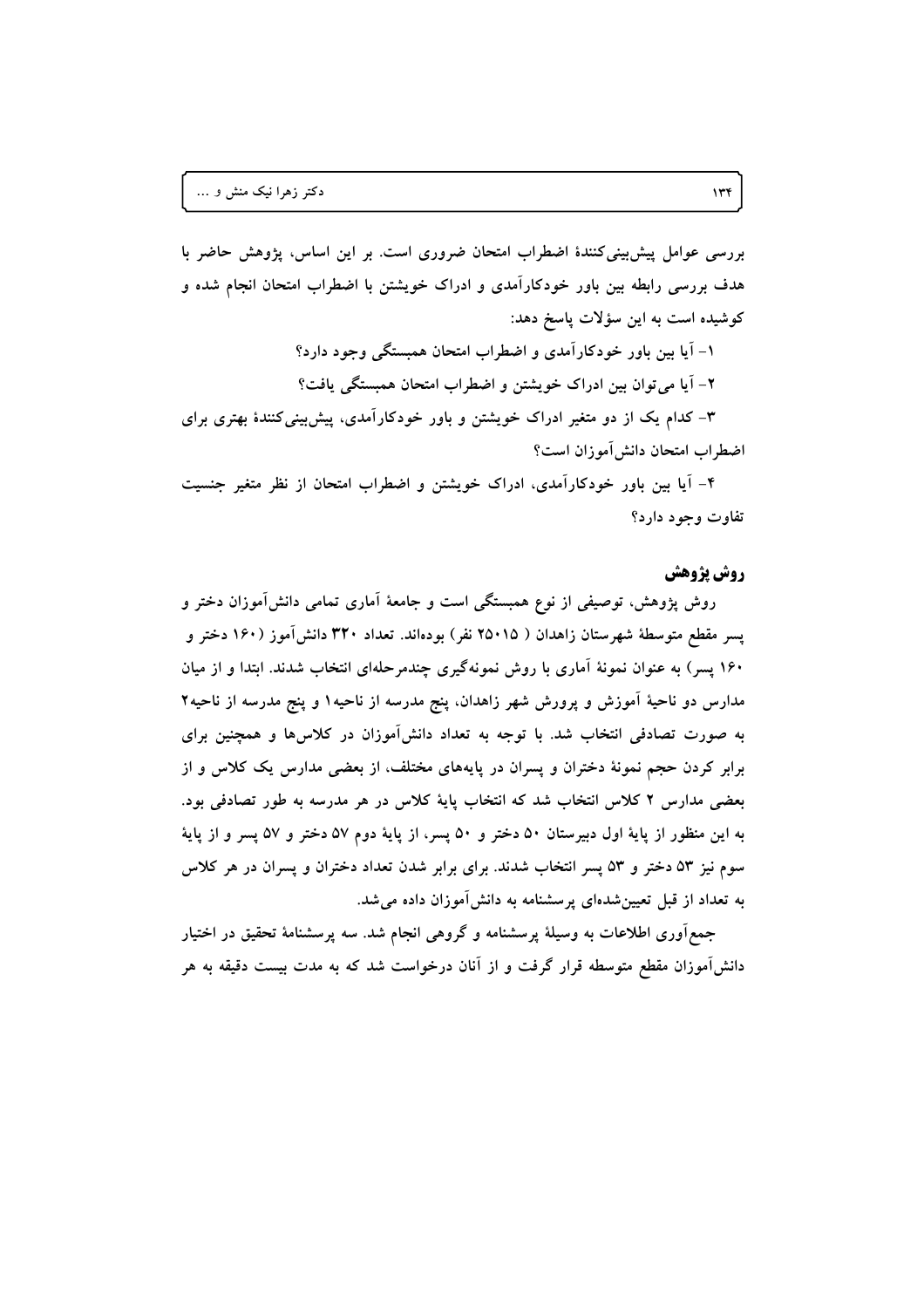بررسی عوامل پیش‌بینی‌کنندهٔ اضطراب امتحان ضروری است. بر این اساس، پژوهش حاضر با هدف بررسی رابطه بین باور خودکارآمدی و ادراک خویشتن با اضطراب امتحان انجام شده و کوشیده است به این سؤلات پاسخ دهد:

۱- آیا بین باور خودکارآمدی و اضطراب امتحان همبستگی وجود دارد؟

۲- آیا می‌توان بین ادراک خویشتن و اضطراب امتحان همبستگی یافت؟

۳- کدام یک از دو متغیر ادراک خویشتن و باور خودکارآمدی، پیش‌بینی‌کنندهٔ بهتری برای اضطراب امتحان دانش‌آموزان است؟

۴- آیا بین باور خودکارآمدی، ادراک خویشتن و اضطراب امتحان از نظر متغیر جنسیت تفاوت وجود دارد؟

## روش پژوهش

روش پژوهش، توصیفی از نوع همبستگی است و جامعهٔ آماری تمامی دانش‌آموزان دختر و پسر مقطع متوسطهٔ شهرستان زاهدان ( ۲۵۰۱۵ نفر) بوده‌اند. تعداد ۳۲۰ دانش‌آموز (۱۶۰ دختر و ۱۶۰ پسر) به عنوان نمونهٔ آماری با روش نمونه‌گیری چندمرحله‌ای انتخاب شدند. ابتدا و از میان مدارس دو ناحیهٔ آموزش و پرورش شهر زاهدان، پنج مدرسه از ناحیه۱ و پنج مدرسه از ناحیه۲ به صورت تصادفی انتخاب شد. با توجه به تعداد دانش‌آموزان در کلاس‌ها و همچنین برای برابر کردن حجم نمونهٔ دختران و پسران در پایه‌های مختلف، از بعضی مدارس یک کلاس و از بعضی مدارس ۲ کلاس انتخاب شد که انتخاب پایهٔ کلاس در هر مدرسه به طور تصادفی بود. به این منظور از پایهٔ اول دبیرستان ۵۰ دختر و ۵۰ پسر، از پایهٔ دوم ۵۷ دختر و ۵۷ پسر و از پایهٔ سوم نیز ۵۳ دختر و ۵۳ پسر انتخاب شدند. برای برابر شدن تعداد دختران و پسران در هر کلاس به تعداد از قبل تعیین‌شده‌ای پرسشنامه به دانش‌آموزان داده می‌شد.

جمع‌آوری اطلاعات به وسیلهٔ پرسشنامه و گروهی انجام شد. سه پرسشنامهٔ تحقیق در اختیار دانش‌آموزان مقطع متوسطه قرار گرفت و از آنان درخواست شد که به مدت بیست دقیقه به هر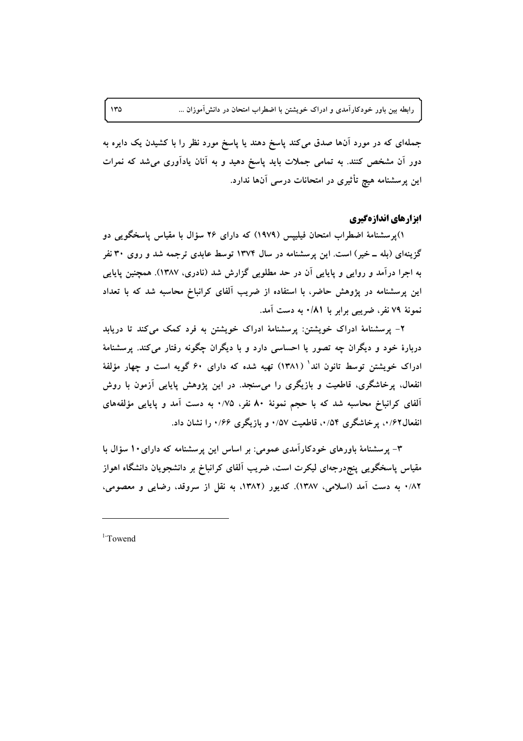جمله‌ای که در مورد آن‌ها صدق می‌کند پاسخ دهند یا پاسخ مورد نظر را با کشیدن یک دایره به دور آن مشخص کنند. به تمامی جملات باید پاسخ دهید و به آنان یادآوری می‌شد که نمرات این پرسشنامه هیچ تأثیری در امتحانات درسی آن‌ها ندارد.

## ابزارهای اندازه‌گیری

۱) پرسشنامهٔ اضطراب امتحان فیلیپس (۱۹۷۹) که دارای ۲۶ سؤال با مقیاس پاسخگویی دو گزینه‌ای (بله ـ خیر) است. این پرسشنامه در سال ۱۳۷۴ توسط عابدی ترجمه شد و روی ۳۰ نفر به اجرا درآمد و روایی و پایایی آن در حد مطلوبی گزارش شد (نادری، ۱۳۸۷). همچنین پایایی این پرسشنامه در پژوهش حاضر، با استفاده از ضریب آلفای کرانباخ محاسبه شد که با تعداد نمونهٔ ۷۹ نفر، ضریبی برابر با ۰/۸۱ به دست آمد.

۲- پرسشنامهٔ ادراک خویشتن: پرسشنامهٔ ادراک خویشتن به فرد کمک می‌کند تا دریابد دربارهٔ خود و دیگران چه تصور یا احساسی دارد و با دیگران چگونه رفتار می‌کند. پرسشنامهٔ ادراک خویشتن توسط تانون اند[1] (۱۳۸۱) تهیه شده که دارای ۶۰ گویه است و چهار مؤلفهٔ انفعال، پرخاشگری، قاطعیت و بازیگری را می‌سنجد. در این پژوهش پایایی آزمون با روش آلفای کرانباخ محاسبه شد که با حجم نمونهٔ ۸۰ نفر، ۰/۷۵ به دست آمد و پایایی مؤلفه‌های انفعال۰/۶۲، پرخاشگری ۰/۵۴، قاطعیت ۰/۵۷ و بازیگری ۰/۶۶ را نشان داد.

۳- پرسشنامهٔ باورهای خودکارآمدی عمومی: بر اساس این پرسشنامه که دارای ۱۰ سؤال با مقیاس پاسخگویی پنج‌درجه‌ای لیکرت است، ضریب آلفای کرانباخ بر دانشجویان دانشگاه اهواز ۰/۸۲ به دست آمد (اسلامی، ۱۳۸۷). کدیور (۱۳۸۲، به نقل از سروقد، رضایی و معصومی،

---

[1] Towend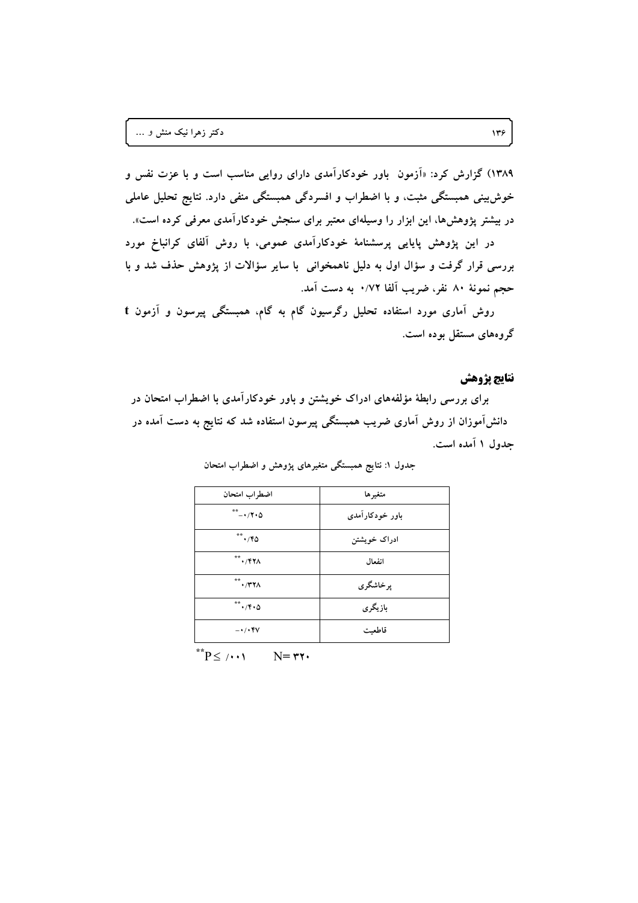۱۳۸۹) گزارش کرد: «آزمون باور خودکارآمدی دارای روایی مناسب است و با عزت نفس و خوش‌بینی همبستگی مثبت، و با اضطراب و افسردگی همبستگی منفی دارد. نتایج تحلیل عاملی در بیشتر پژوهش‌ها، این ابزار را وسیله‌ای معتبر برای سنجش خودکارآمدی معرفی کرده است».

در این پژوهش پایایی پرسشنامهٔ خودکارآمدی عمومی، با روش آلفای کرانباخ مورد بررسی قرار گرفت و سؤال اول به دلیل ناهمخوانی با سایر سؤالات از پژوهش حذف شد و با حجم نمونهٔ ۸۰ نفر، ضریب آلفا ۰/۷۲ به دست آمد.

روش آماری مورد استفاده تحلیل رگرسیون گام به گام، همبستگی پیرسون و آزمون t گروه‌های مستقل بوده است.

## نتایج پژوهش

برای بررسی رابطهٔ مؤلفه‌های ادراک خویشتن و باور خودکارآمدی با اضطراب امتحان در دانش‌آموزان از روش آماری ضریب همبستگی پیرسون استفاده شد که نتایج به دست آمده در جدول ۱ آمده است.

جدول ۱: نتایج همبستگی متغیرهای پژوهش و اضطراب امتحان

| متغیرها | اضطراب امتحان |
|---|---|
| باور خودکارآمدی | \*\*۰/۲۰۵- |
| ادراک خویشتن | \*\*۰/۴۵ |
| انفعال | \*\*۰/۴۲۸ |
| پرخاشگری | \*\*۰/۳۲۸ |
| بازیگری | \*\*۰/۴۰۵ |
| قاطعیت | ۰/۰۴۷- |

$^{**}P \leq /۰۰۱$ $N=$ ۳۲۰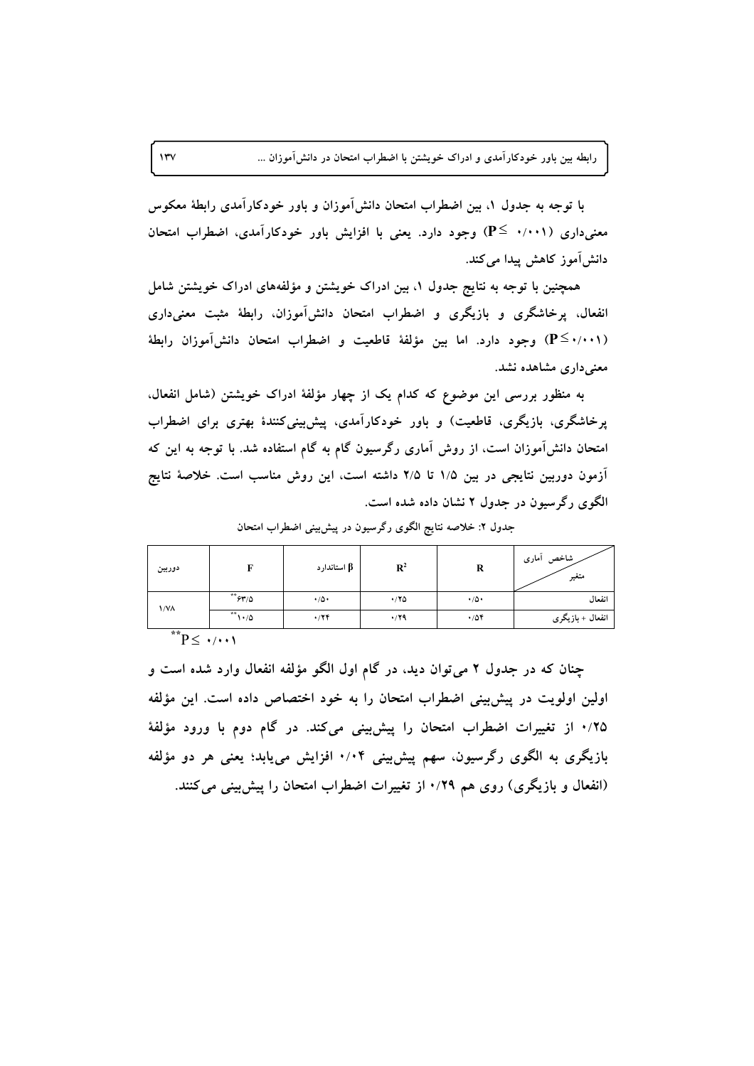با توجه به جدول ۱، بین اضطراب امتحان دانش‌آموزان و باور خودکارآمدی رابطهٔ معکوس معنی‌داری ($P \leq ۰/۰۰۱$) وجود دارد. یعنی با افزایش باور خودکارآمدی، اضطراب امتحان دانش‌آموز کاهش پیدا می‌کند.

همچنین با توجه به نتایج جدول ۱، بین ادراک خویشتن و مؤلفه‌های ادراک خویشتن شامل انفعال، پرخاشگری و بازیگری و اضطراب امتحان دانش‌آموزان، رابطهٔ مثبت معنی‌داری ($P \leq ۰/۰۰۱$) وجود دارد. اما بین مؤلفهٔ قاطعیت و اضطراب امتحان دانش‌آموزان رابطهٔ معنی‌داری مشاهده نشد.

به منظور بررسی این موضوع که کدام یک از چهار مؤلفهٔ ادراک خویشتن (شامل انفعال، پرخاشگری، بازیگری، قاطعیت) و باور خودکارآمدی، پیش‌بینی‌کنندهٔ بهتری برای اضطراب امتحان دانش‌آموزان است، از روش آماری رگرسیون گام به گام استفاده شد. با توجه به این که آزمون دوربین نتایجی در بین ۱/۵ تا ۲/۵ داشته است، این روش مناسب است. خلاصهٔ نتایج الگوی رگرسیون در جدول ۲ نشان داده شده است.

جدول ۲: خلاصه نتایج الگوی رگرسیون در پیش‌بینی اضطراب امتحان

| شاخص آماری / متغیر | R | $R^2$ | $\beta$ استاندارد | F | دوربین |
|---|---|---|---|---|---|
| انفعال | ۰/۵۰ | ۰/۲۵ | ۰/۵۰ | **۶۳/۵ | ۱/۷۸ |
| انفعال + بازیگری | ۰/۵۴ | ۰/۲۹ | ۰/۲۴ | **۱۰/۵ | |

$^{**}P \leq ۰/۰۰۱$

چنان که در جدول ۲ می‌توان دید، در گام اول الگو مؤلفه انفعال وارد شده است و اولین اولویت در پیش‌بینی اضطراب امتحان را به خود اختصاص داده است. این مؤلفه ۰/۲۵ از تغییرات اضطراب امتحان را پیش‌بینی می‌کند. در گام دوم با ورود مؤلفهٔ بازیگری به الگوی رگرسیون، سهم پیش‌بینی ۰/۰۴ افزایش می‌یابد؛ یعنی هر دو مؤلفه (انفعال و بازیگری) روی هم ۰/۲۹ از تغییرات اضطراب امتحان را پیش‌بینی می‌کنند.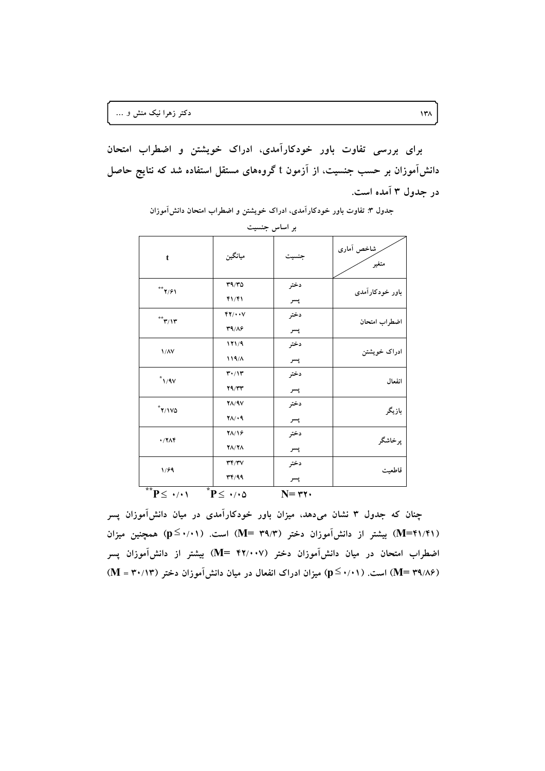برای بررسی تفاوت باور خودکارآمدی، ادراک خویشتن و اضطراب امتحان دانش‌آموزان بر حسب جنسیت، از آزمون t گروه‌های مستقل استفاده شد که نتایج حاصل در جدول ۳ آمده است.

جدول ۳: تفاوت باور خودکارآمدی، ادراک خویشتن و اضطراب امتحان دانش‌آموزان بر اساس جنسیت

| شاخص آماری / متغیر | جنسیت | میانگین | t |
|---|---|---|---|
| باور خودکارآمدی | دختر | ۳۹/۳۵ | ۲/۶۱** |
| | پسر | ۴۱/۴۱ | |
| اضطراب امتحان | دختر | ۴۲/۰۰۷ | ۳/۱۳** |
| | پسر | ۳۹/۸۶ | |
| ادراک خویشتن | دختر | ۱۲۱/۹ | ۱/۸۷ |
| | پسر | ۱۱۹/۸ | |
| انفعال | دختر | ۳۰/۱۳ | ۱/۹۷* |
| | پسر | ۲۹/۳۳ | |
| بازیگر | دختر | ۲۸/۹۷ | ۲/۱۷۵* |
| | پسر | ۲۸/۰۹ | |
| پرخاشگر | دختر | ۲۸/۱۶ | ۰/۲۸۴ |
| | پسر | ۲۸/۲۸ | |
| قاطعیت | دختر | ۳۴/۳۷ | ۱/۶۹ |
| | پسر | ۳۴/۹۹ | |

$^{**}P \leq ۰/۰۱$ $\quad$ $^{*}P \leq ۰/۰۵$ $\quad$ $N = ۳۲۰$

چنان که جدول ۳ نشان می‌دهد، میزان باور خودکارآمدی در میان دانش‌آموزان پسر (M=۴۱/۴۱) بیشتر از دانش‌آموزان دختر (M= ۳۹/۳) است. (p≤۰/۰۱) همچنین میزان اضطراب امتحان در میان دانش‌آموزان دختر (M= ۴۲/۰۰۷) بیشتر از دانش‌آموزان پسر (M= ۳۹/۸۶) است. (p≤۰/۰۱) میزان ادراک انفعال در میان دانش‌آموزان دختر (M = ۳۰/۱۳)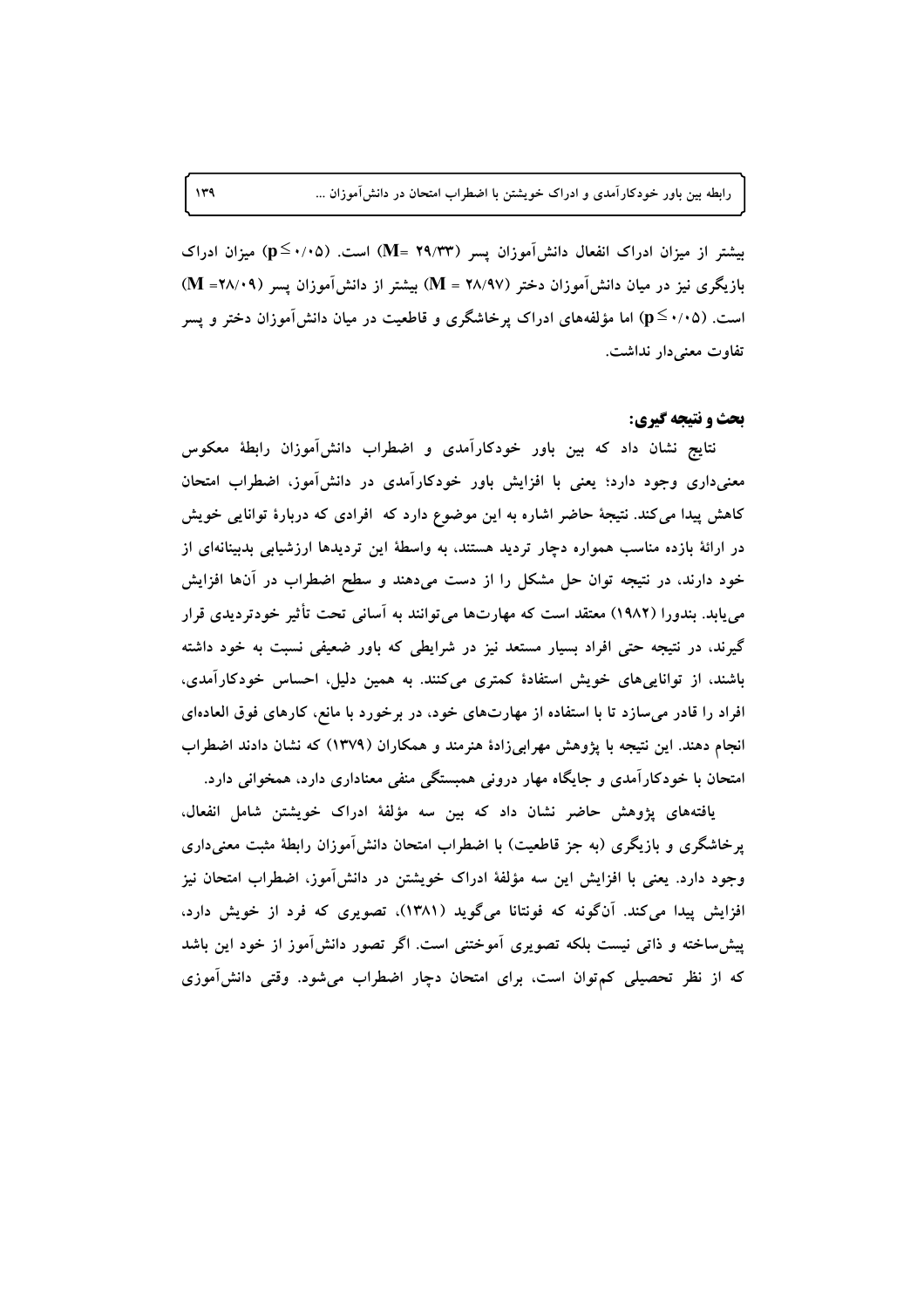بیشتر از میزان ادراک انفعال دانش‌آموزان پسر (M= ۲۹/۳۳) است. (p≤۰/۰۵) میزان ادراک بازیگری نیز در میان دانش‌آموزان دختر (M = ۲۸/۹۷) بیشتر از دانش‌آموزان پسر (M =۲۸/۰۹) است. (p≤۰/۰۵) اما مؤلفه‌های ادراک پرخاشگری و قاطعیت در میان دانش‌آموزان دختر و پسر تفاوت معنی‌دار نداشت.

## بحث و نتیجه گیری:

نتایج نشان داد که بین باور خودکارآمدی و اضطراب دانش‌آموزان رابطهٔ معکوس معنی‌داری وجود دارد؛ یعنی با افزایش باور خودکارآمدی در دانش‌آموز، اضطراب امتحان کاهش پیدا می‌کند. نتیجهٔ حاضر اشاره به این موضوع دارد که افرادی که دربارهٔ توانایی خویش در ارائهٔ بازده مناسب همواره دچار تردید هستند، به واسطهٔ این تردیدها ارزشیابی بدبینانه‌ای از خود دارند، در نتیجه توان حل مشکل را از دست می‌دهند و سطح اضطراب در آن‌ها افزایش می‌یابد. بندورا (۱۹۸۲) معتقد است که مهارت‌ها می‌توانند به آسانی تحت تأثیر خودتردیدی قرار گیرند، در نتیجه حتی افراد بسیار مستعد نیز در شرایطی که باور ضعیفی نسبت به خود داشته باشند، از توانایی‌های خویش استفادهٔ کمتری می‌کنند. به همین دلیل، احساس خودکارآمدی، افراد را قادر می‌سازد تا با استفاده از مهارت‌های خود، در برخورد با مانع، کارهای فوق العاده‌ای انجام دهند. این نتیجه با پژوهش مهرابی‌زادهٔ هنرمند و همکاران (۱۳۷۹) که نشان دادند اضطراب امتحان با خودکارآمدی و جایگاه مهار درونی همبستگی منفی معناداری دارد، همخوانی دارد.

یافته‌های پژوهش حاضر نشان داد که بین سه مؤلفهٔ ادراک خویشتن شامل انفعال، پرخاشگری و بازیگری (به جز قاطعیت) با اضطراب امتحان دانش‌آموزان رابطهٔ مثبت معنی‌داری وجود دارد. یعنی با افزایش این سه مؤلفهٔ ادراک خویشتن در دانش‌آموز، اضطراب امتحان نیز افزایش پیدا می‌کند. آن‌گونه که فونتانا می‌گوید (۱۳۸۱)، تصویری که فرد از خویش دارد، پیش‌ساخته و ذاتی نیست بلکه تصویری آموختنی است. اگر تصور دانش‌آموز از خود این باشد که از نظر تحصیلی کم‌توان است، برای امتحان دچار اضطراب می‌شود. وقتی دانش‌آموزی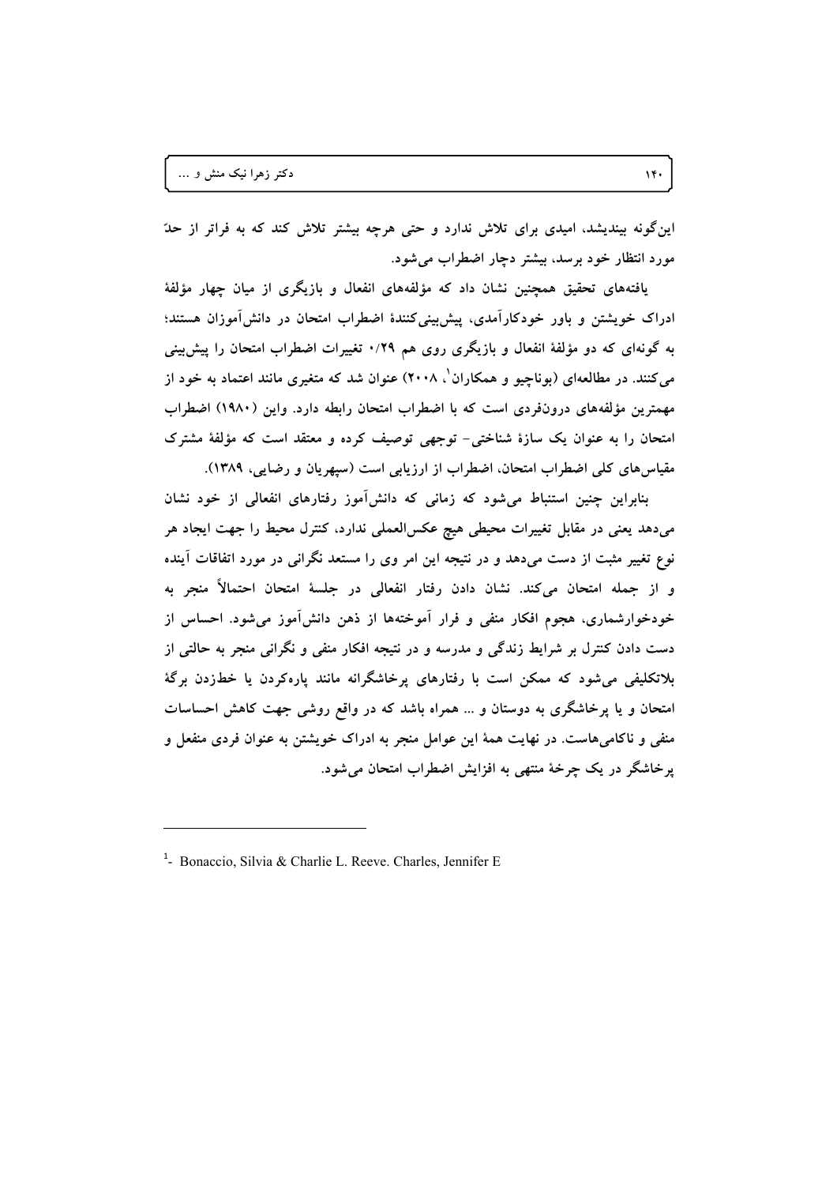این‌گونه بیندیشد، امیدی برای تلاش ندارد و حتی هرچه بیشتر تلاش کند که به فراتر از حدّ مورد انتظار خود برسد، بیشتر دچار اضطراب می‌شود.

یافته‌های تحقیق همچنین نشان داد که مؤلفه‌های انفعال و بازیگری از میان چهار مؤلفهٔ ادراک خویشتن و باور خودکارآمدی، پیش‌بینی‌کنندهٔ اضطراب امتحان در دانش‌آموزان هستند؛ به گونه‌ای که دو مؤلفهٔ انفعال و بازیگری روی هم ۰/۲۹ تغییرات اضطراب امتحان را پیش‌بینی می‌کنند. در مطالعه‌ای (بوناچیو و همکاران[1]، ۲۰۰۸) عنوان شد که متغیری مانند اعتماد به خود از مهمترین مؤلفه‌های درون‌فردی است که با اضطراب امتحان رابطه دارد. واین (۱۹۸۰) اضطراب امتحان را به عنوان یک سازهٔ شناختی- توجهی توصیف کرده و معتقد است که مؤلفهٔ مشترک مقیاس‌های کلی اضطراب امتحان، اضطراب از ارزیابی است (سپهریان و رضایی، ۱۳۸۹).

بنابراین چنین استنباط می‌شود که زمانی که دانش‌آموز رفتارهای انفعالی از خود نشان می‌دهد یعنی در مقابل تغییرات محیطی هیچ عکس‌العملی ندارد، کنترل محیط را جهت ایجاد هر نوع تغییر مثبت از دست می‌دهد و در نتیجه این امر وی را مستعد نگرانی در مورد اتفاقات آینده و از جمله امتحان می‌کند. نشان دادن رفتار انفعالی در جلسهٔ امتحان احتمالاً منجر به خودخوارشماری، هجوم افکار منفی و فرار آموخته‌ها از ذهن دانش‌آموز می‌شود. احساس از دست دادن کنترل بر شرایط زندگی و مدرسه و در نتیجه افکار منفی و نگرانی منجر به حالتی از بلاتکلیفی می‌شود که ممکن است با رفتارهای پرخاشگرانه مانند پاره‌کردن یا خط‌زدن برگهٔ امتحان و یا پرخاشگری به دوستان و ... همراه باشد که در واقع روشی جهت کاهش احساسات منفی و ناکامی‌هاست. در نهایت همهٔ این عوامل منجر به ادراک خویشتن به عنوان فردی منفعل و پرخاشگر در یک چرخهٔ منتهی به افزایش اضطراب امتحان می‌شود.

---

[1]- Bonaccio, Silvia & Charlie L. Reeve. Charles, Jennifer E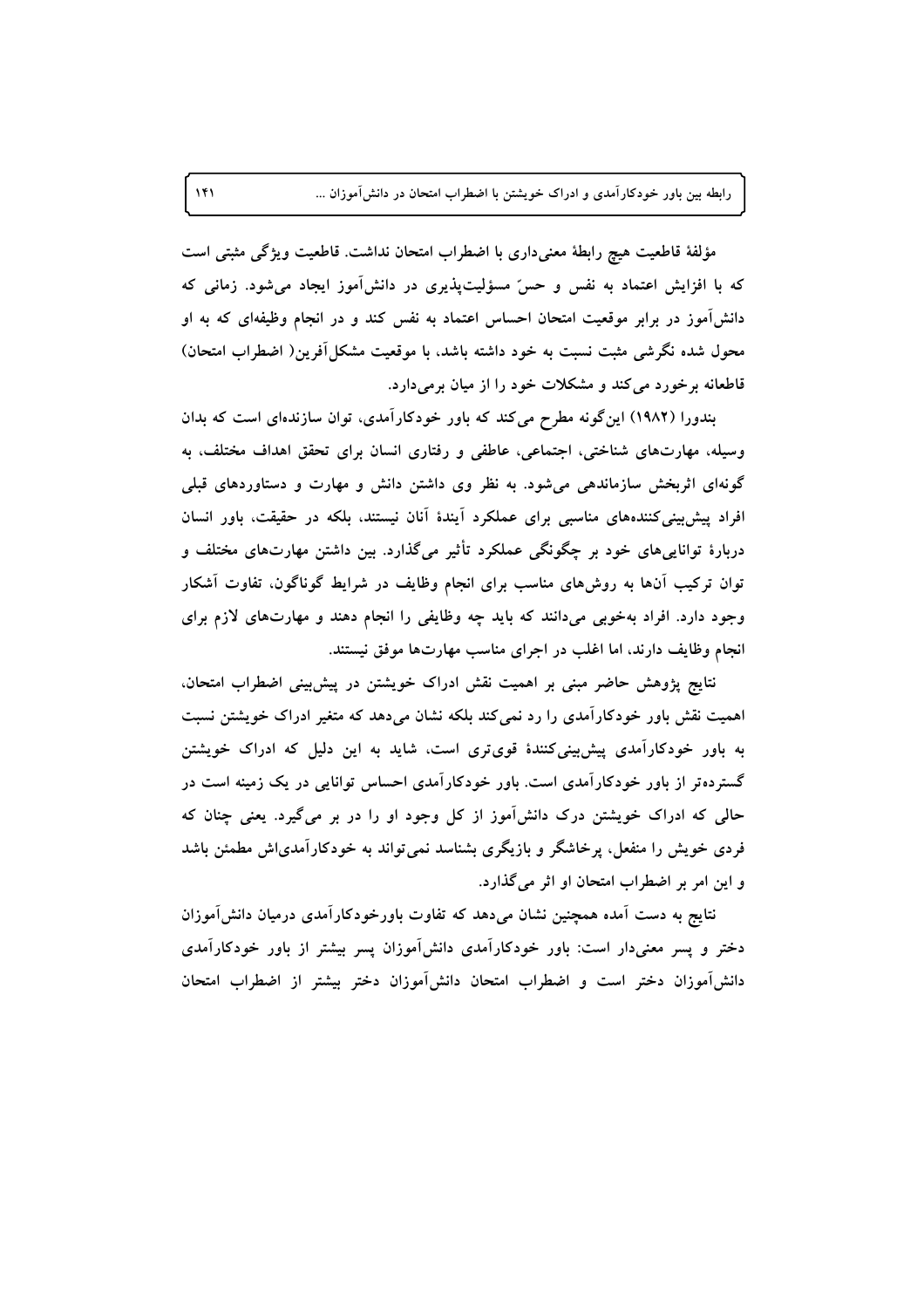مؤلفهٔ قاطعیت هیچ رابطهٔ معنی‌داری با اضطراب امتحان نداشت. قاطعیت ویژگی مثبتی است که با افزایش اعتماد به نفس و حسّ مسؤلیت‌پذیری در دانش‌آموز ایجاد می‌شود. زمانی که دانش‌آموز در برابر موقعیت امتحان احساس اعتماد به نفس کند و در انجام وظیفه‌ای که به او محول شده نگرشی مثبت نسبت به خود داشته باشد، با موقعیت مشکل‌آفرین( اضطراب امتحان) قاطعانه برخورد می‌کند و مشکلات خود را از میان برمی‌دارد.

بندورا (۱۹۸۲) این‌گونه مطرح می‌کند که باور خودکارآمدی، توان سازنده‌ای است که بدان وسیله، مهارت‌های شناختی، اجتماعی، عاطفی و رفتاری انسان برای تحقق اهداف مختلف، به گونه‌ای اثربخش سازماندهی می‌شود. به نظر وی داشتن دانش و مهارت و دستاوردهای قبلی افراد پیش‌بینی‌کننده‌های مناسبی برای عملکرد آیندهٔ آنان نیستند، بلکه در حقیقت، باور انسان دربارهٔ توانایی‌های خود بر چگونگی عملکرد تأثیر می‌گذارد. بین داشتن مهارت‌های مختلف و توان ترکیب آن‌ها به روش‌های مناسب برای انجام وظایف در شرایط گوناگون، تفاوت آشکار وجود دارد. افراد به‌خوبی می‌دانند که باید چه وظایفی را انجام دهند و مهارت‌های لازم برای انجام وظایف دارند، اما اغلب در اجرای مناسب مهارت‌ها موفق نیستند.

نتایج پژوهش حاضر مبنی بر اهمیت نقش ادراک خویشتن در پیش‌بینی اضطراب امتحان، اهمیت نقش باور خودکارآمدی را رد نمی‌کند بلکه نشان می‌دهد که متغیر ادراک خویشتن نسبت به باور خودکارآمدی پیش‌بینی‌کنندهٔ قوی‌تری است، شاید به این دلیل که ادراک خویشتن گسترده‌تر از باور خودکارآمدی است. باور خودکارآمدی احساس توانایی در یک زمینه است در حالی که ادراک خویشتن درک دانش‌آموز از کل وجود او را در بر می‌گیرد. یعنی چنان که فردی خویش را منفعل، پرخاشگر و بازیگری بشناسد نمی‌تواند به خودکارآمدی‌اش مطمئن باشد و این امر بر اضطراب امتحان او اثر می‌گذارد.

نتایج به دست آمده همچنین نشان می‌دهد که تفاوت باورخودکارآمدی درمیان دانش‌آموزان دختر و پسر معنی‌دار است: باور خودکارآمدی دانش‌آموزان پسر بیشتر از باور خودکارآمدی دانش‌آموزان دختر است و اضطراب امتحان دانش‌آموزان دختر بیشتر از اضطراب امتحان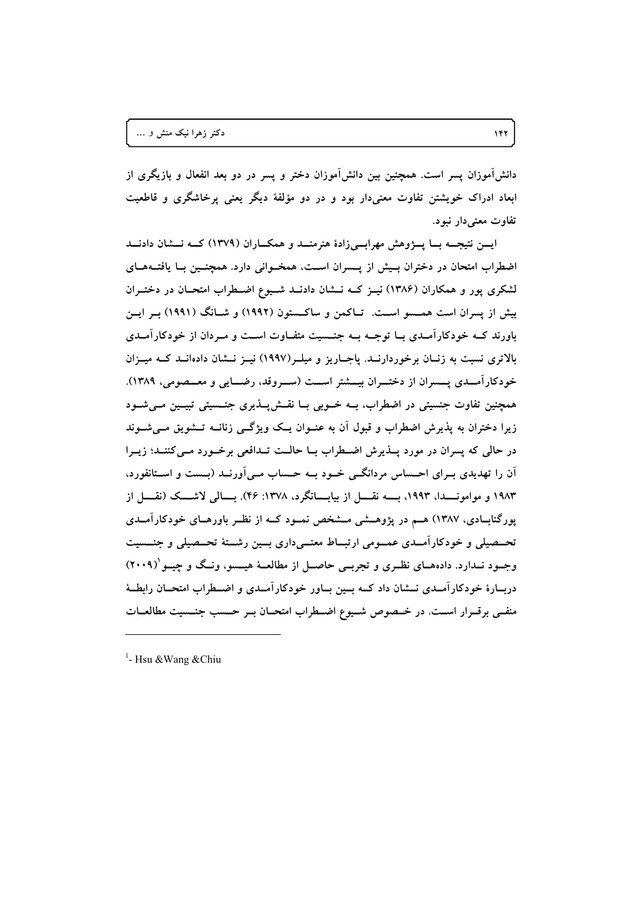دانش‌آموزان پسر است. همچنین بین دانش‌آموزان دختر و پسر در دو بعد انفعال و بازیگری از ابعاد ادراک خویشتن تفاوت معنی‌دار بود و در دو مؤلفهٔ دیگر یعنی پرخاشگری و قاطعیت تفاوت معنی‌دار نبود.

این نتیجه با پژوهش مهرابی‌زادهٔ هنرمند و همکاران (۱۳۷۹) که نشان دادند اضطراب امتحان در دختران بیش از پسران است، همخوانی دارد. همچنین با یافته‌های لشکری پور و همکاران (۱۳۸۶) نیز که نشان دادند شیوع اضطراب امتحان در دختران بیش از پسران است همسو است. تاکمن و ساکستون (۱۹۹۲) و شانگ (۱۹۹۱) بر این باورند که خودکارآمدی با توجه به جنسیت متفاوت است و مردان از خودکارآمدی بالاتری نسبت به زنان برخوردارند. پاجاریز و میلر(۱۹۹۷) نیز نشان داده‌اند که میزان خودکارآمدی پسران از دختران بیشتر است (سروقد، رضایی و معصومی، ۱۳۸۹). همچنین تفاوت جنسیتی در اضطراب، به خوبی با نقش‌پذیری جنسیتی تبیین می‌شود زیرا دختران به پذیرش اضطراب و قبول آن به عنوان یک ویژگی زنانه تشویق می‌شوند در حالی که پسران در مورد پذیرش اضطراب با حالت تدافعی برخورد می‌کنند؛ زیرا آن را تهدیدی برای احساس مردانگی خود به حساب می‌آورند (بست و استانفورد، ۱۹۸۳ و موامونـدا، ۱۹۹۳، به نقل از بیابانگرد، ۱۳۷۸: ۴۶). بالی لاشک (نقل از پورگنابادی، ۱۳۸۷) هم در پژوهشی مشخص نمود که از نظر باورهای خودکارآمدی تحصیلی و خودکارآمدی عمومی ارتباط معنی‌داری بین رشتهٔ تحصیلی و جنسیت وجود ندارد. داده‌های نظری و تجربی حاصل از مطالعهٔ هیسو، ونگ و چیو[1](۲۰۰۹) دربارهٔ خودکارآمدی نشان داد که بین باور خودکارآمدی و اضطراب امتحان رابطهٔ منفی برقرار است. در خصوص شیوع اضطراب امتحان بر حسب جنسیت مطالعات

---

[1]- Hsu &Wang &Chiu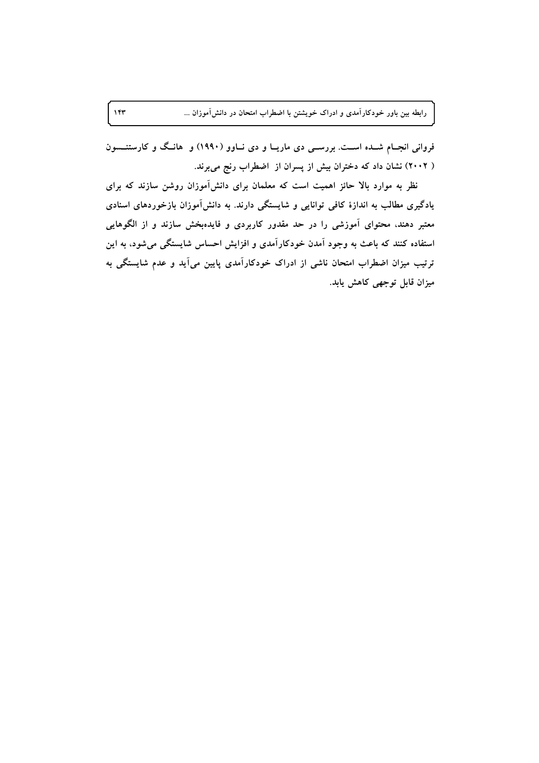فروانی انجام شده است. بررسی دی ماریا و دی ناوو (۱۹۹۰) و هانگ و کارستنسون (۲۰۰۲) نشان داد که دختران بیش از پسران از اضطراب رنج می‌برند.

نظر به موارد بالا حائز اهمیت است که معلمان برای دانش‌آموزان روشن سازند که برای یادگیری مطالب به اندازهٔ کافی توانایی و شایستگی دارند. به دانش‌آموزان بازخوردهای اسنادی معتبر دهند، محتوای آموزشی را در حد مقدور کاربردی و فایده‌بخش سازند و از الگوهایی استفاده کنند که باعث به وجود آمدن خودکارآمدی و افزایش احساس شایستگی می‌شود، به این ترتیب میزان اضطراب امتحان ناشی از ادراک خودکارآمدی پایین می‌آید و عدم شایستگی به میزان قابل توجهی کاهش یابد.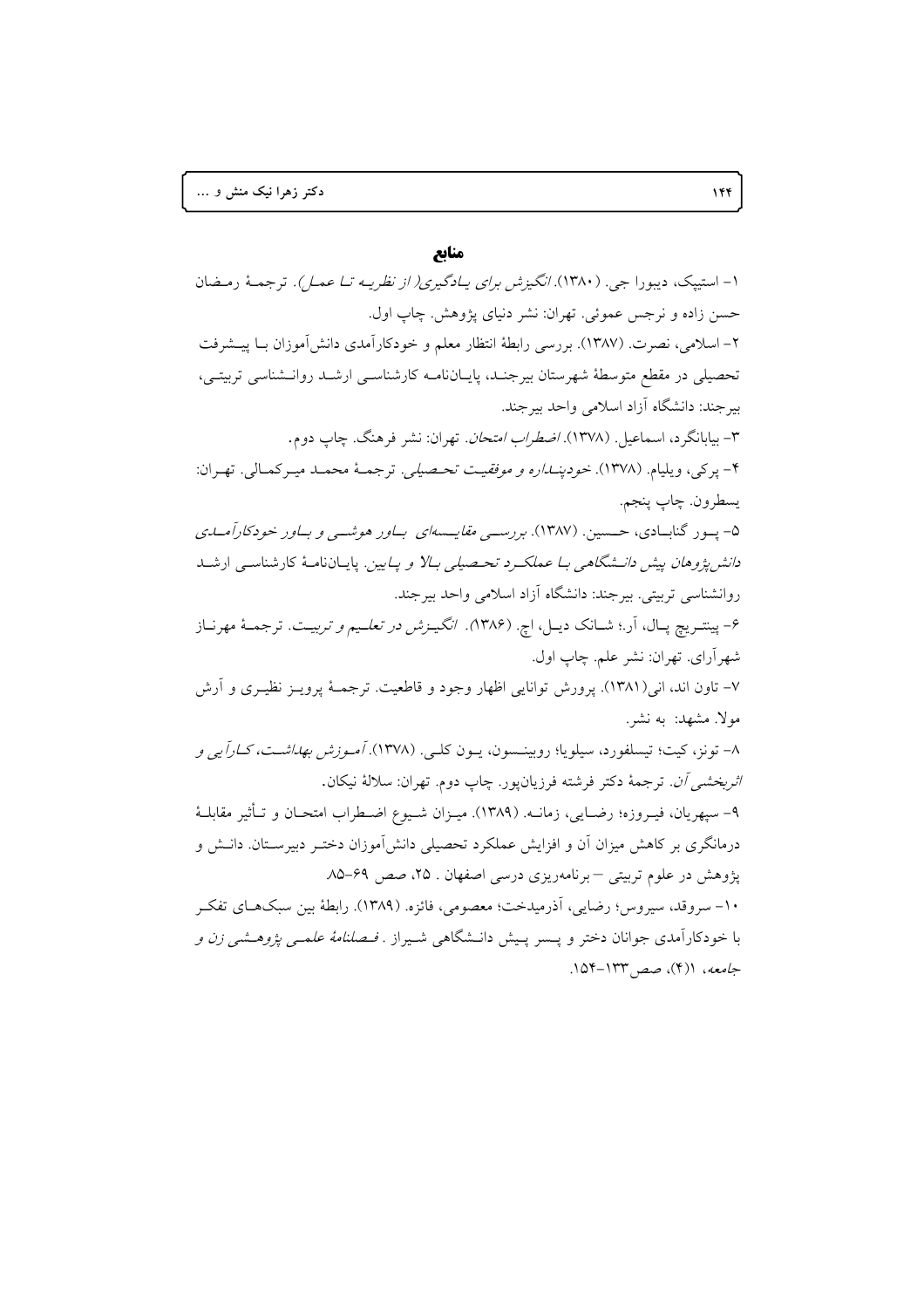## منابع

۱- استیپک، دیبورا جی. (۱۳۸۰). *انگیزش برای یادگیری( از نظریه تا عمل)*. ترجمهٔ رمضان حسن زاده و نرجس عموئی. تهران: نشر دنیای پژوهش. چاپ اول.

۲- اسلامی، نصرت. (۱۳۸۷). بررسی رابطهٔ انتظار معلم و خودکارآمدی دانش‌آموزان با پیشرفت تحصیلی در مقطع متوسطهٔ شهرستان بیرجند، پایان‌نامه کارشناسی ارشد روانشناسی تربیتی، بیرجند: دانشگاه آزاد اسلامی واحد بیرجند.

۳- بیابانگرد، اسماعیل. (۱۳۷۸). *اضطراب امتحان*. تهران: نشر فرهنگ. چاپ دوم.

۴- پرکی، ویلیام. (۱۳۷۸). *خودپنداره و موفقیت تحصیلی*. ترجمهٔ محمد میرکمالی. تهران: یسطرون. چاپ پنجم.

۵- پور گنابادی، حسین. (۱۳۸۷). *بررسی مقایسه‌ای باور هوشی و باور خودکارآمدی دانش‌پژوهان پیش دانشگاهی با عملکرد تحصیلی بالا و پایین*. پایان‌نامهٔ کارشناسی ارشد روانشناسی تربیتی. بیرجند: دانشگاه آزاد اسلامی واحد بیرجند.

۶- پینتریچ پال، آر.؛ شانک دیل، اچ. (۱۳۸۶). *انگیزش در تعلیم و تربیت*. ترجمهٔ مهرناز شهرآرای. تهران: نشر علم. چاپ اول.

۷- تاون اند، انی(۱۳۸۱). پرورش توانایی اظهار وجود و قاطعیت. ترجمهٔ پرویز نظیری و آرش مولا. مشهد: به نشر.

۸- تونز، کیت؛ تیسلفورد، سیلویا؛ روبینسون، یون کلی. (۱۳۷۸). *آموزش بهداشت، کارآیی و اثربخشی آن*. ترجمهٔ دکتر فرشته فرزیان‌پور. چاپ دوم. تهران: سلالهٔ نیکان.

۹- سپهریان، فیروزه؛ رضایی، زمانه. (۱۳۸۹). میزان شیوع اضطراب امتحان و تأثیر مقابلهٔ درمانگری بر کاهش میزان آن و افزایش عملکرد تحصیلی دانش‌آموزان دختر دبیرستان. دانش و پژوهش در علوم تربیتی – برنامه‌ریزی درسی اصفهان . ۲۵، صص ۶۹-۸۵

۱۰- سروقد، سیروس؛ رضایی، آذرمیدخت؛ معصومی، فائزه. (۱۳۸۹). رابطهٔ بین سبک‌های تفکر با خودکارآمدی جوانان دختر و پسر پیش دانشگاهی شیراز . *فصلنامهٔ علمی پژوهشی زن و جامعه*، ۱(۴)، صص ۱۳۳-۱۵۴.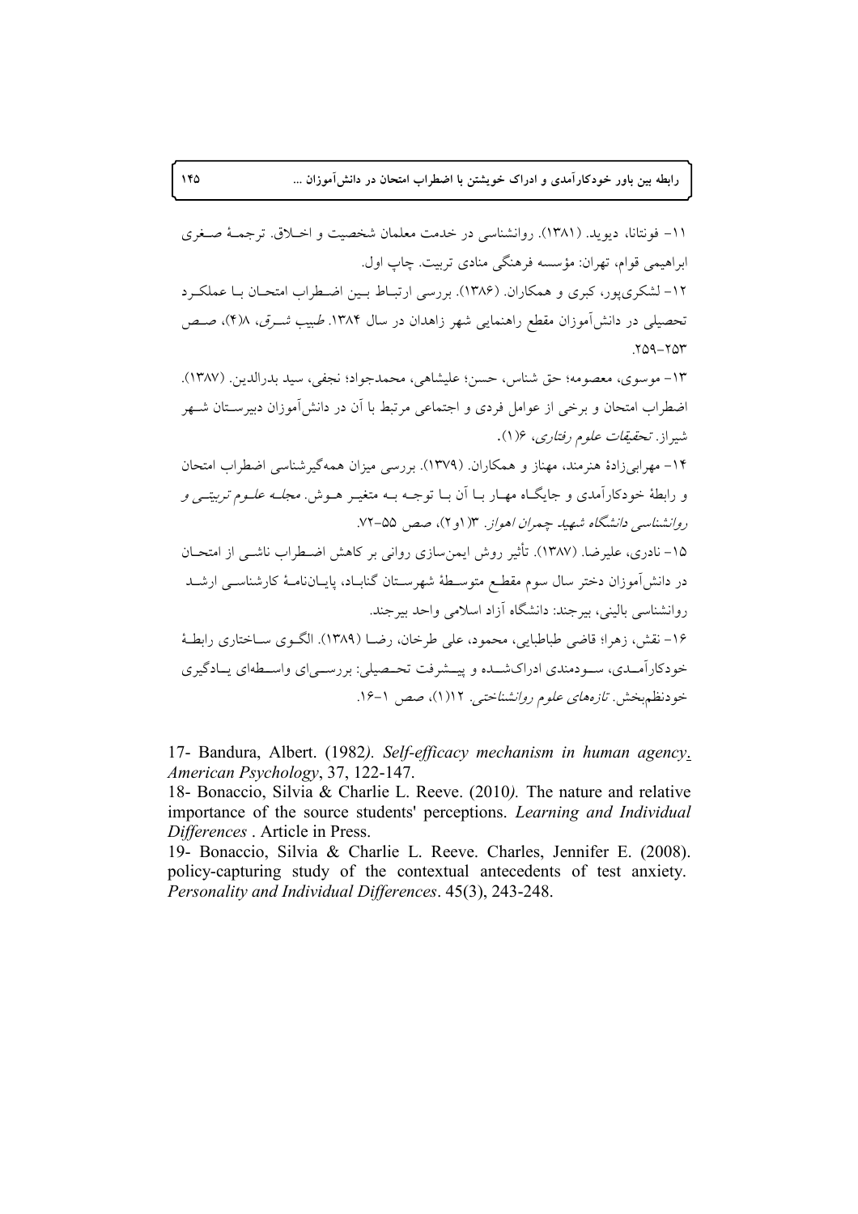۱۱- فونتانا، دیوید. (۱۳۸۱). روانشناسی در خدمت معلمان شخصیت و اخلاق. ترجمهٔ صغری ابراهیمی قوام، تهران: مؤسسه فرهنگی منادی تربیت. چاپ اول.

۱۲- لشکری‌پور، کبری و همکاران. (۱۳۸۶). بررسی ارتباط بین اضطراب امتحان با عملکرد تحصیلی در دانش‌آموزان مقطع راهنمایی شهر زاهدان در سال ۱۳۸۴. *طبیب شرق*، ۸(۴)، صص ۲۵۹-۲۵۳.

۱۳- موسوی، معصومه؛ حق شناس، حسن؛ علیشاهی، محمدجواد؛ نجفی، سید بدرالدین. (۱۳۸۷). اضطراب امتحان و برخی از عوامل فردی و اجتماعی مرتبط با آن در دانش‌آموزان دبیرستان شهر شیراز. *تحقیقات علوم رفتاری*، ۶(۱).

۱۴- مهرابی‌زادهٔ هنرمند، مهناز و همکاران. (۱۳۷۹). بررسی میزان همه‌گیرشناسی اضطراب امتحان و رابطهٔ خودکارآمدی و جایگاه مهار با آن با توجه به متغیر هوش. *مجله علوم تربیتی و روانشناسی دانشگاه شهید چمران اهواز*. ۳(۱و۲)، صص ۵۵-۷۲.

۱۵- نادری، علیرضا. (۱۳۸۷). تأثیر روش ایمن‌سازی روانی بر کاهش اضطراب ناشی از امتحان در دانش‌آموزان دختر سال سوم مقطع متوسطهٔ شهرستان گناباد، پایان‌نامهٔ کارشناسی ارشد روانشناسی بالینی، بیرجند: دانشگاه آزاد اسلامی واحد بیرجند.

۱۶- نقش، زهرا؛ قاضی طباطبایی، محمود، علی طرخان، رضا (۱۳۸۹). الگوی ساختاری رابطهٔ خودکارآمدی، سودمندی ادراک‌شده و پیشرفت تحصیلی: بررسی‌ای واسطه‌ای یادگیری خودنظم‌بخش. *تازه‌های علوم روانشناختی*. ۱۲(۱)، صص ۱-۱۶.

17- Bandura, Albert. (1982*). Self-efficacy mechanism in human agency*. *American Psychology*, 37, 122-147.

18- Bonaccio, Silvia & Charlie L. Reeve. (2010*).* The nature and relative importance of the source students' perceptions. *Learning and Individual Differences* . Article in Press.

19- Bonaccio, Silvia & Charlie L. Reeve. Charles, Jennifer E. (2008). policy-capturing study of the contextual antecedents of test anxiety. *Personality and Individual Differences*. 45(3), 243-248.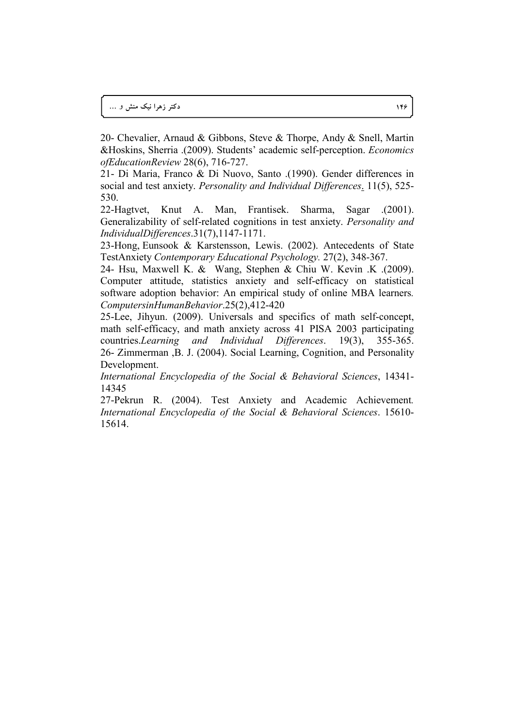20- Chevalier, Arnaud & Gibbons, Steve & Thorpe, Andy & Snell, Martin &Hoskins, Sherria .(2009). Students' academic self-perception. *Economics ofEducationReview* 28(6), 716-727.

21- Di Maria, Franco & Di Nuovo, Santo .(1990). Gender differences in social and test anxiety. *Personality and Individual Differences*. 11(5), 525-530.

22-Hagtvet, Knut A. Man, Frantisek. Sharma, Sagar .(2001). Generalizability of self-related cognitions in test anxiety. *Personality and IndividualDifferences*.31(7),1147-1171.

23-Hong, Eunsook & Karstensson, Lewis. (2002). Antecedents of State TestAnxiety *Contemporary Educational Psychology.* 27(2), 348-367.

24- Hsu, Maxwell K. & Wang, Stephen & Chiu W. Kevin .K .(2009). Computer attitude, statistics anxiety and self-efficacy on statistical software adoption behavior: An empirical study of online MBA learners. *ComputersinHumanBehavior*.25(2),412-420

25-Lee, Jihyun. (2009). Universals and specifics of math self-concept, math self-efficacy, and math anxiety across 41 PISA 2003 participating countries.*Learning and Individual Differences*. 19(3), 355-365.

26- Zimmerman ,B. J. (2004). Social Learning, Cognition, and Personality Development.
*International Encyclopedia of the Social & Behavioral Sciences*, 14341-14345

27-Pekrun R. (2004). Test Anxiety and Academic Achievement. *International Encyclopedia of the Social & Behavioral Sciences*. 15610-15614.